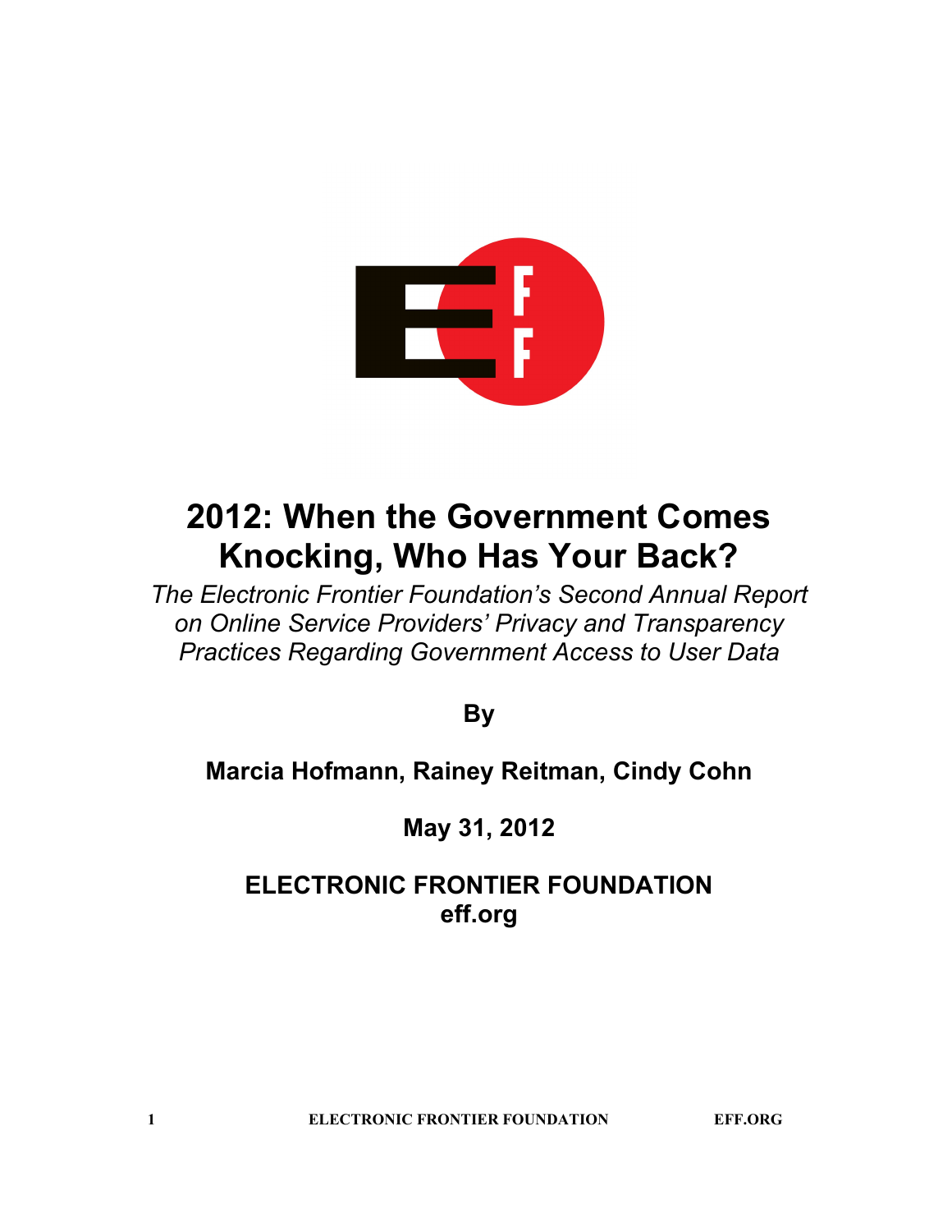# 2012: When the Government Comes Knocking, Who Has Your Back?

*The Electronic Frontier Foundation's Second Annual Report on Online Service Providers' Privacy and Transparency Practices Regarding Government Access to User Data*

**By**

**Marcia Hofmann, Rainey Reitman, Cindy Cohn**

**May 31, 2012**

**ELECTRONIC FRONTIER FOUNDATION**
**eff.org**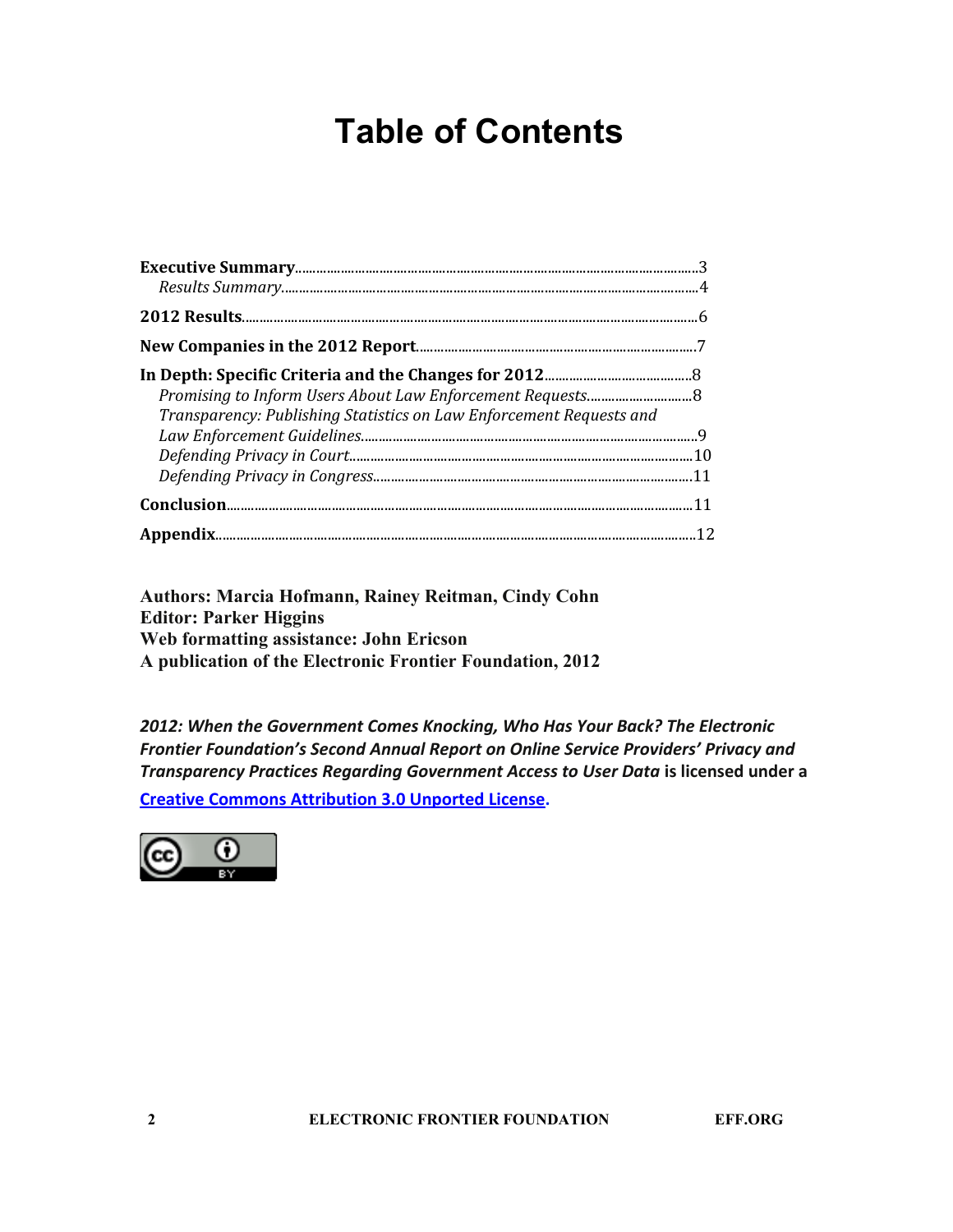# Table of Contents

**Executive Summary**.........3
*Results Summary*.........4

**2012 Results**.........6

**New Companies in the 2012 Report**.........7

**In Depth: Specific Criteria and the Changes for 2012**.........8
*Promising to Inform Users About Law Enforcement Requests*.........8
*Transparency: Publishing Statistics on Law Enforcement Requests and Law Enforcement Guidelines*.........9
*Defending Privacy in Court*.........10
*Defending Privacy in Congress*.........11

**Conclusion**.........11

**Appendix**.........12

**Authors: Marcia Hofmann, Rainey Reitman, Cindy Cohn**
**Editor: Parker Higgins**
**Web formatting assistance: John Ericson**
**A publication of the Electronic Frontier Foundation, 2012**

***2012: When the Government Comes Knocking, Who Has Your Back? The Electronic Frontier Foundation's Second Annual Report on Online Service Providers' Privacy and Transparency Practices Regarding Government Access to User Data*** **is licensed under a** **Creative Commons Attribution 3.0 Unported License.**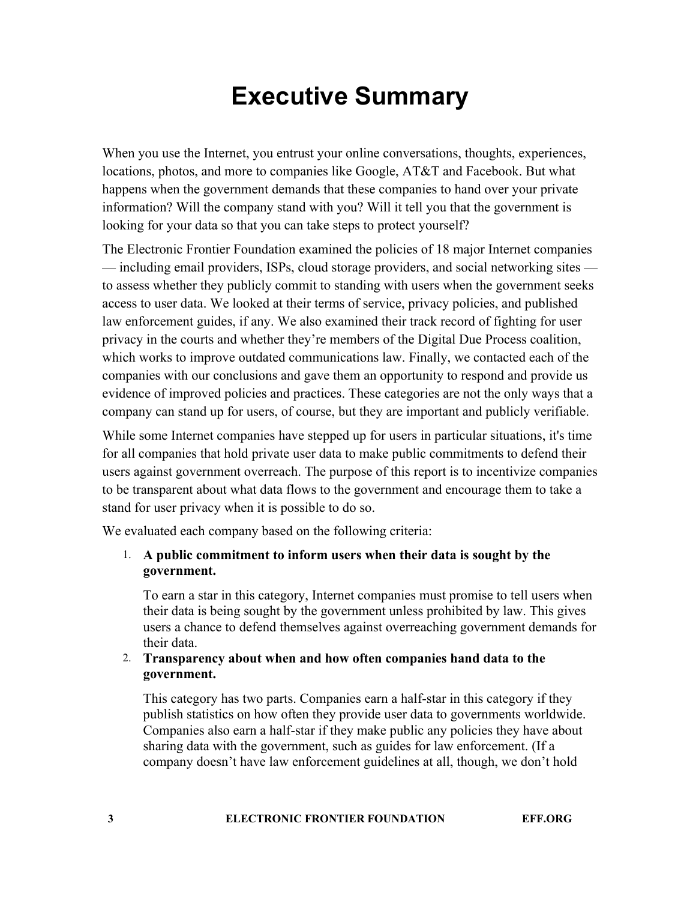# Executive Summary

When you use the Internet, you entrust your online conversations, thoughts, experiences, locations, photos, and more to companies like Google, AT&T and Facebook. But what happens when the government demands that these companies to hand over your private information? Will the company stand with you? Will it tell you that the government is looking for your data so that you can take steps to protect yourself?

The Electronic Frontier Foundation examined the policies of 18 major Internet companies — including email providers, ISPs, cloud storage providers, and social networking sites — to assess whether they publicly commit to standing with users when the government seeks access to user data. We looked at their terms of service, privacy policies, and published law enforcement guides, if any. We also examined their track record of fighting for user privacy in the courts and whether they're members of the Digital Due Process coalition, which works to improve outdated communications law. Finally, we contacted each of the companies with our conclusions and gave them an opportunity to respond and provide us evidence of improved policies and practices. These categories are not the only ways that a company can stand up for users, of course, but they are important and publicly verifiable.

While some Internet companies have stepped up for users in particular situations, it's time for all companies that hold private user data to make public commitments to defend their users against government overreach. The purpose of this report is to incentivize companies to be transparent about what data flows to the government and encourage them to take a stand for user privacy when it is possible to do so.

We evaluated each company based on the following criteria:

1. **A public commitment to inform users when their data is sought by the government.**

   To earn a star in this category, Internet companies must promise to tell users when their data is being sought by the government unless prohibited by law. This gives users a chance to defend themselves against overreaching government demands for their data.

2. **Transparency about when and how often companies hand data to the government.**

   This category has two parts. Companies earn a half-star in this category if they publish statistics on how often they provide user data to governments worldwide. Companies also earn a half-star if they make public any policies they have about sharing data with the government, such as guides for law enforcement. (If a company doesn't have law enforcement guidelines at all, though, we don't hold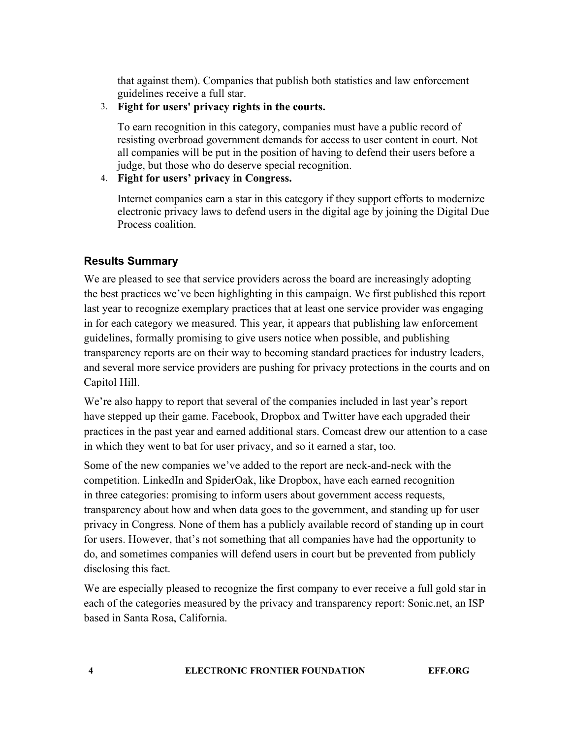that against them). Companies that publish both statistics and law enforcement guidelines receive a full star.

3. **Fight for users' privacy rights in the courts.**

   To earn recognition in this category, companies must have a public record of resisting overbroad government demands for access to user content in court. Not all companies will be put in the position of having to defend their users before a judge, but those who do deserve special recognition.

4. **Fight for users' privacy in Congress.**

   Internet companies earn a star in this category if they support efforts to modernize electronic privacy laws to defend users in the digital age by joining the Digital Due Process coalition.

### Results Summary

We are pleased to see that service providers across the board are increasingly adopting the best practices we've been highlighting in this campaign. We first published this report last year to recognize exemplary practices that at least one service provider was engaging in for each category we measured. This year, it appears that publishing law enforcement guidelines, formally promising to give users notice when possible, and publishing transparency reports are on their way to becoming standard practices for industry leaders, and several more service providers are pushing for privacy protections in the courts and on Capitol Hill.

We're also happy to report that several of the companies included in last year's report have stepped up their game. Facebook, Dropbox and Twitter have each upgraded their practices in the past year and earned additional stars. Comcast drew our attention to a case in which they went to bat for user privacy, and so it earned a star, too.

Some of the new companies we've added to the report are neck-and-neck with the competition. LinkedIn and SpiderOak, like Dropbox, have each earned recognition in three categories: promising to inform users about government access requests, transparency about how and when data goes to the government, and standing up for user privacy in Congress. None of them has a publicly available record of standing up in court for users. However, that's not something that all companies have had the opportunity to do, and sometimes companies will defend users in court but be prevented from publicly disclosing this fact.

We are especially pleased to recognize the first company to ever receive a full gold star in each of the categories measured by the privacy and transparency report: Sonic.net, an ISP based in Santa Rosa, California.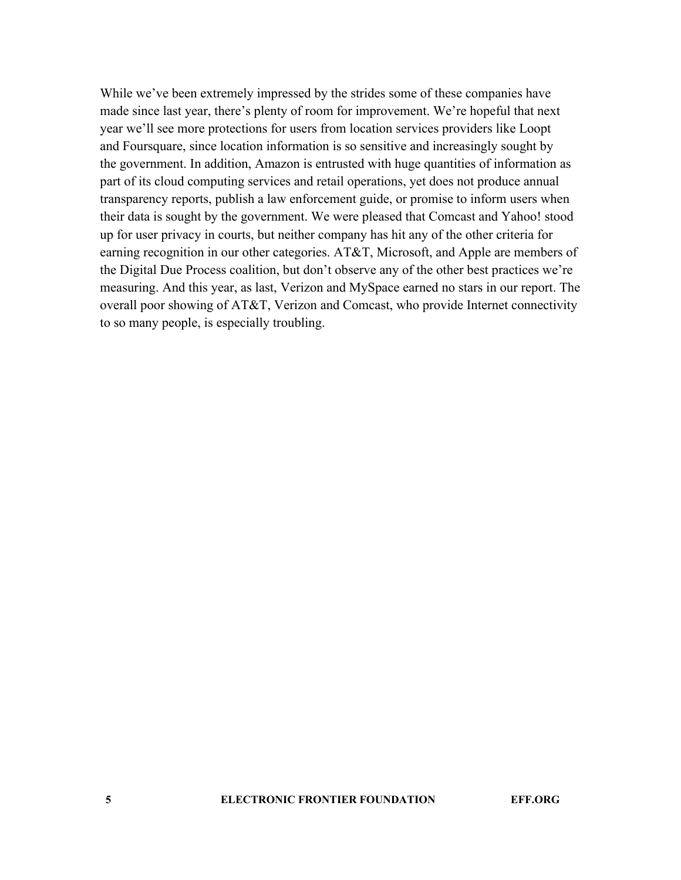While we've been extremely impressed by the strides some of these companies have made since last year, there's plenty of room for improvement. We're hopeful that next year we'll see more protections for users from location services providers like Loopt and Foursquare, since location information is so sensitive and increasingly sought by the government. In addition, Amazon is entrusted with huge quantities of information as part of its cloud computing services and retail operations, yet does not produce annual transparency reports, publish a law enforcement guide, or promise to inform users when their data is sought by the government. We were pleased that Comcast and Yahoo! stood up for user privacy in courts, but neither company has hit any of the other criteria for earning recognition in our other categories. AT&T, Microsoft, and Apple are members of the Digital Due Process coalition, but don't observe any of the other best practices we're measuring. And this year, as last, Verizon and MySpace earned no stars in our report. The overall poor showing of AT&T, Verizon and Comcast, who provide Internet connectivity to so many people, is especially troubling.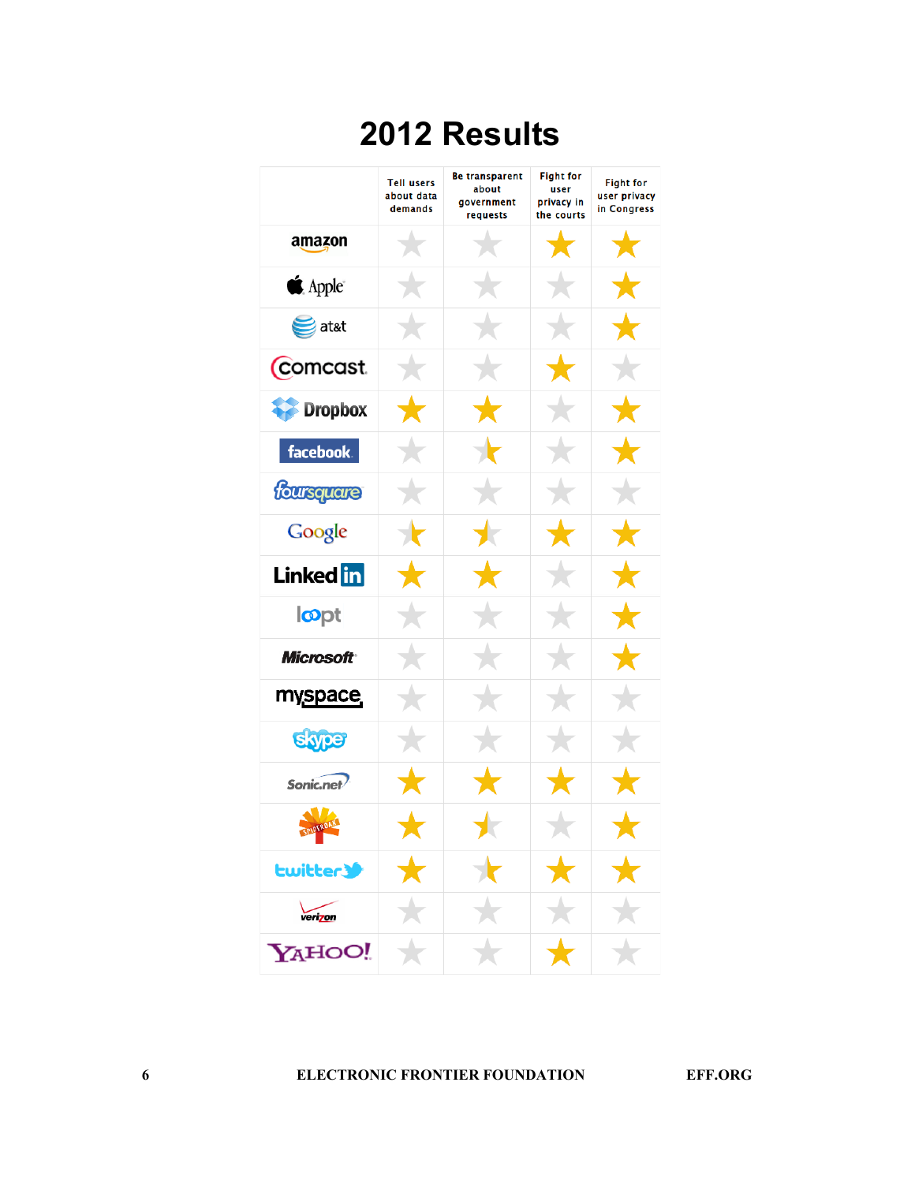# 2012 Results

| | Tell users about data demands | Be transparent about government requests | Fight for user privacy in the courts | Fight for user privacy in Congress |
|---|---|---|---|---|
| Amazon | ☆ | ☆ | ★ | ★ |
| Apple | ☆ | ☆ | ☆ | ★ |
| AT&T | ☆ | ☆ | ☆ | ★ |
| Comcast | ☆ | ☆ | ★ | ☆ |
| Dropbox | ★ | ★ | ☆ | ★ |
| Facebook | ☆ | ½ | ☆ | ★ |
| Foursquare | ☆ | ☆ | ☆ | ☆ |
| Google | ½ | ½ | ★ | ★ |
| LinkedIn | ★ | ★ | ☆ | ★ |
| Loopt | ☆ | ☆ | ☆ | ★ |
| Microsoft | ☆ | ☆ | ☆ | ★ |
| Myspace | ☆ | ☆ | ☆ | ☆ |
| Skype | ☆ | ☆ | ☆ | ☆ |
| Sonic.net | ★ | ★ | ★ | ★ |
| SpiderOak | ★ | ½ | ☆ | ★ |
| Twitter | ★ | ½ | ★ | ★ |
| Verizon | ☆ | ☆ | ☆ | ☆ |
| Yahoo! | ☆ | ☆ | ★ | ☆ |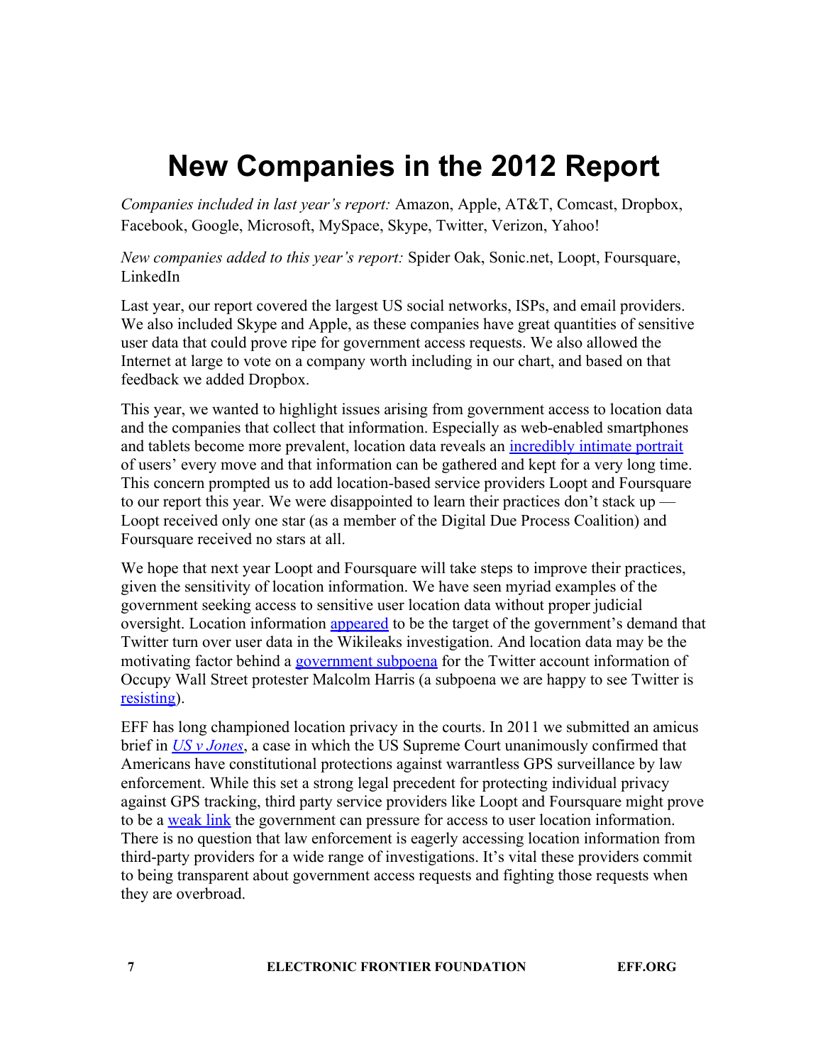# New Companies in the 2012 Report

*Companies included in last year's report:* Amazon, Apple, AT&T, Comcast, Dropbox, Facebook, Google, Microsoft, MySpace, Skype, Twitter, Verizon, Yahoo!

*New companies added to this year's report:* Spider Oak, Sonic.net, Loopt, Foursquare, LinkedIn

Last year, our report covered the largest US social networks, ISPs, and email providers. We also included Skype and Apple, as these companies have great quantities of sensitive user data that could prove ripe for government access requests. We also allowed the Internet at large to vote on a company worth including in our chart, and based on that feedback we added Dropbox.

This year, we wanted to highlight issues arising from government access to location data and the companies that collect that information. Especially as web-enabled smartphones and tablets become more prevalent, location data reveals an incredibly intimate portrait of users' every move and that information can be gathered and kept for a very long time. This concern prompted us to add location-based service providers Loopt and Foursquare to our report this year. We were disappointed to learn their practices don't stack up — Loopt received only one star (as a member of the Digital Due Process Coalition) and Foursquare received no stars at all.

We hope that next year Loopt and Foursquare will take steps to improve their practices, given the sensitivity of location information. We have seen myriad examples of the government seeking access to sensitive user location data without proper judicial oversight. Location information appeared to be the target of the government's demand that Twitter turn over user data in the Wikileaks investigation. And location data may be the motivating factor behind a government subpoena for the Twitter account information of Occupy Wall Street protester Malcolm Harris (a subpoena we are happy to see Twitter is resisting).

EFF has long championed location privacy in the courts. In 2011 we submitted an amicus brief in *US v Jones*, a case in which the US Supreme Court unanimously confirmed that Americans have constitutional protections against warrantless GPS surveillance by law enforcement. While this set a strong legal precedent for protecting individual privacy against GPS tracking, third party service providers like Loopt and Foursquare might prove to be a weak link the government can pressure for access to user location information. There is no question that law enforcement is eagerly accessing location information from third-party providers for a wide range of investigations. It's vital these providers commit to being transparent about government access requests and fighting those requests when they are overbroad.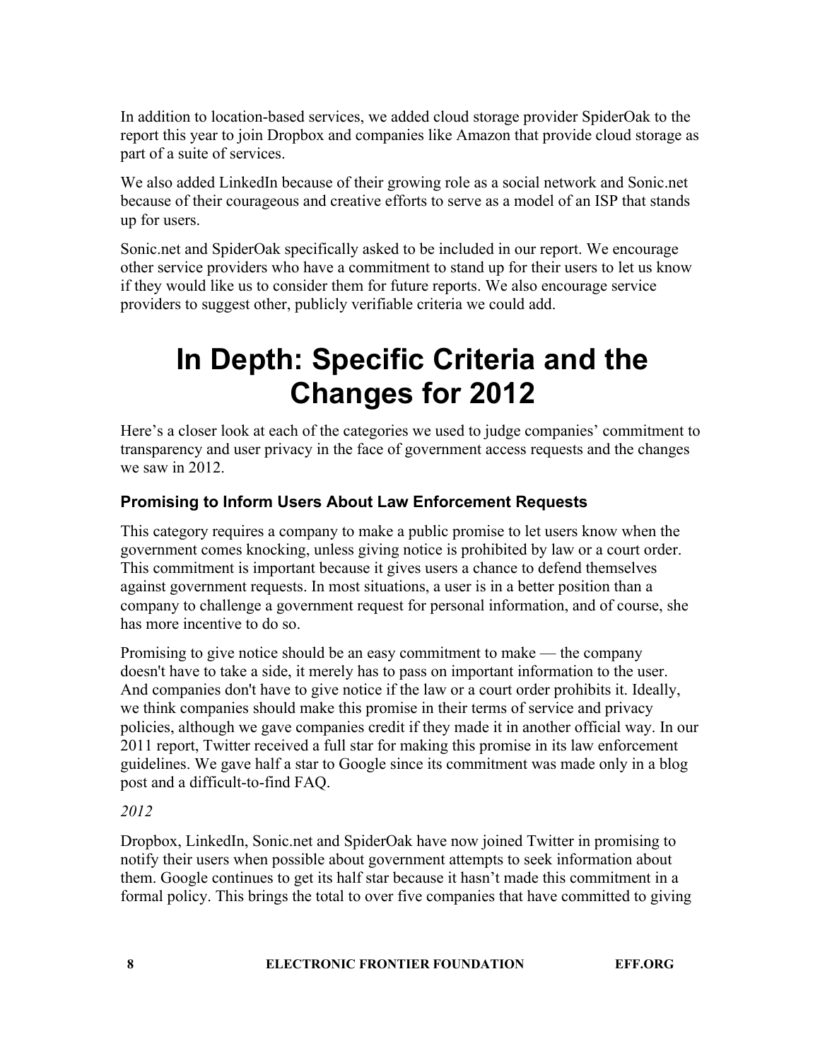In addition to location-based services, we added cloud storage provider SpiderOak to the report this year to join Dropbox and companies like Amazon that provide cloud storage as part of a suite of services.

We also added LinkedIn because of their growing role as a social network and Sonic.net because of their courageous and creative efforts to serve as a model of an ISP that stands up for users.

Sonic.net and SpiderOak specifically asked to be included in our report. We encourage other service providers who have a commitment to stand up for their users to let us know if they would like us to consider them for future reports. We also encourage service providers to suggest other, publicly verifiable criteria we could add.

# In Depth: Specific Criteria and the Changes for 2012

Here's a closer look at each of the categories we used to judge companies' commitment to transparency and user privacy in the face of government access requests and the changes we saw in 2012.

### Promising to Inform Users About Law Enforcement Requests

This category requires a company to make a public promise to let users know when the government comes knocking, unless giving notice is prohibited by law or a court order. This commitment is important because it gives users a chance to defend themselves against government requests. In most situations, a user is in a better position than a company to challenge a government request for personal information, and of course, she has more incentive to do so.

Promising to give notice should be an easy commitment to make — the company doesn't have to take a side, it merely has to pass on important information to the user. And companies don't have to give notice if the law or a court order prohibits it. Ideally, we think companies should make this promise in their terms of service and privacy policies, although we gave companies credit if they made it in another official way. In our 2011 report, Twitter received a full star for making this promise in its law enforcement guidelines. We gave half a star to Google since its commitment was made only in a blog post and a difficult-to-find FAQ.

*2012*

Dropbox, LinkedIn, Sonic.net and SpiderOak have now joined Twitter in promising to notify their users when possible about government attempts to seek information about them. Google continues to get its half star because it hasn't made this commitment in a formal policy. This brings the total to over five companies that have committed to giving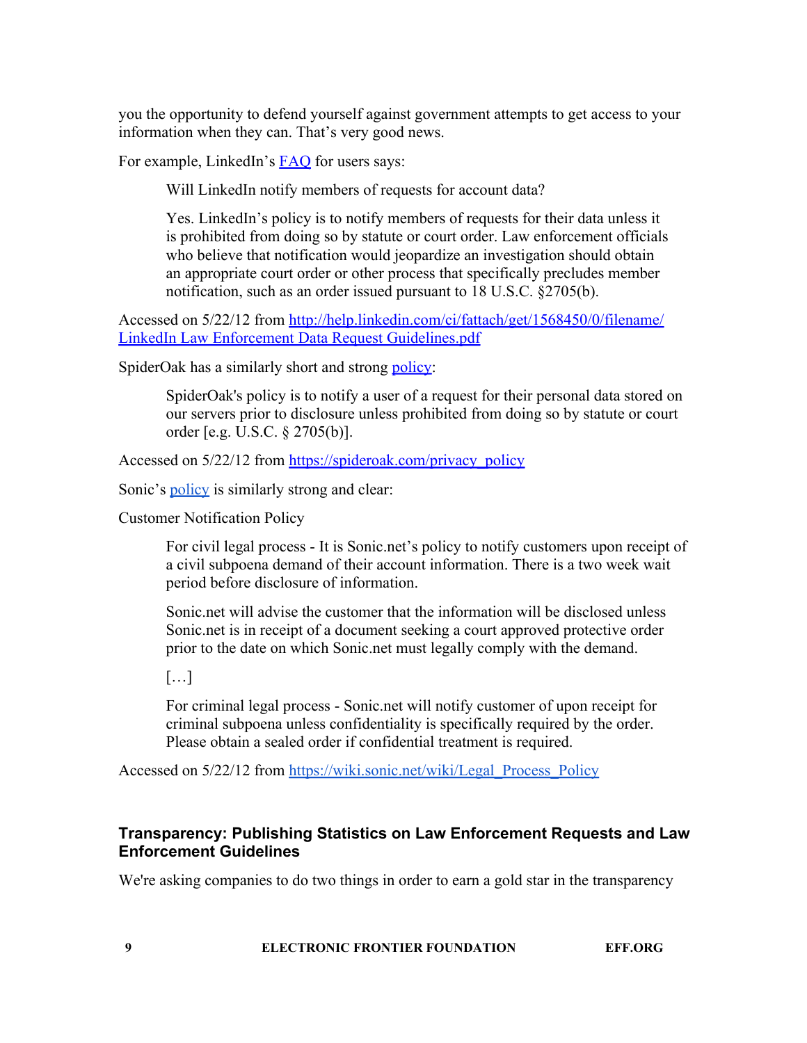you the opportunity to defend yourself against government attempts to get access to your information when they can. That's very good news.

For example, LinkedIn's [FAQ](http://help.linkedin.com/ci/fattach/get/1568450/0/filename/LinkedIn%20Law%20Enforcement%20Data%20Request%20Guidelines.pdf) for users says:

> Will LinkedIn notify members of requests for account data?
>
> Yes. LinkedIn's policy is to notify members of requests for their data unless it is prohibited from doing so by statute or court order. Law enforcement officials who believe that notification would jeopardize an investigation should obtain an appropriate court order or other process that specifically precludes member notification, such as an order issued pursuant to 18 U.S.C. §2705(b).

Accessed on 5/22/12 from [http://help.linkedin.com/ci/fattach/get/1568450/0/filename/LinkedIn Law Enforcement Data Request Guidelines.pdf](http://help.linkedin.com/ci/fattach/get/1568450/0/filename/LinkedIn%20Law%20Enforcement%20Data%20Request%20Guidelines.pdf)

SpiderOak has a similarly short and strong [policy](https://spideroak.com/privacy_policy):

> SpiderOak's policy is to notify a user of a request for their personal data stored on our servers prior to disclosure unless prohibited from doing so by statute or court order [e.g. U.S.C. § 2705(b)].

Accessed on 5/22/12 from [https://spideroak.com/privacy_policy](https://spideroak.com/privacy_policy)

Sonic's [policy](https://wiki.sonic.net/wiki/Legal_Process_Policy) is similarly strong and clear:

Customer Notification Policy

> For civil legal process - It is Sonic.net's policy to notify customers upon receipt of a civil subpoena demand of their account information. There is a two week wait period before disclosure of information.
>
> Sonic.net will advise the customer that the information will be disclosed unless Sonic.net is in receipt of a document seeking a court approved protective order prior to the date on which Sonic.net must legally comply with the demand.
>
> […]
>
> For criminal legal process - Sonic.net will notify customer of upon receipt for criminal subpoena unless confidentiality is specifically required by the order. Please obtain a sealed order if confidential treatment is required.

Accessed on 5/22/12 from [https://wiki.sonic.net/wiki/Legal_Process_Policy](https://wiki.sonic.net/wiki/Legal_Process_Policy)

### Transparency: Publishing Statistics on Law Enforcement Requests and Law Enforcement Guidelines

We're asking companies to do two things in order to earn a gold star in the transparency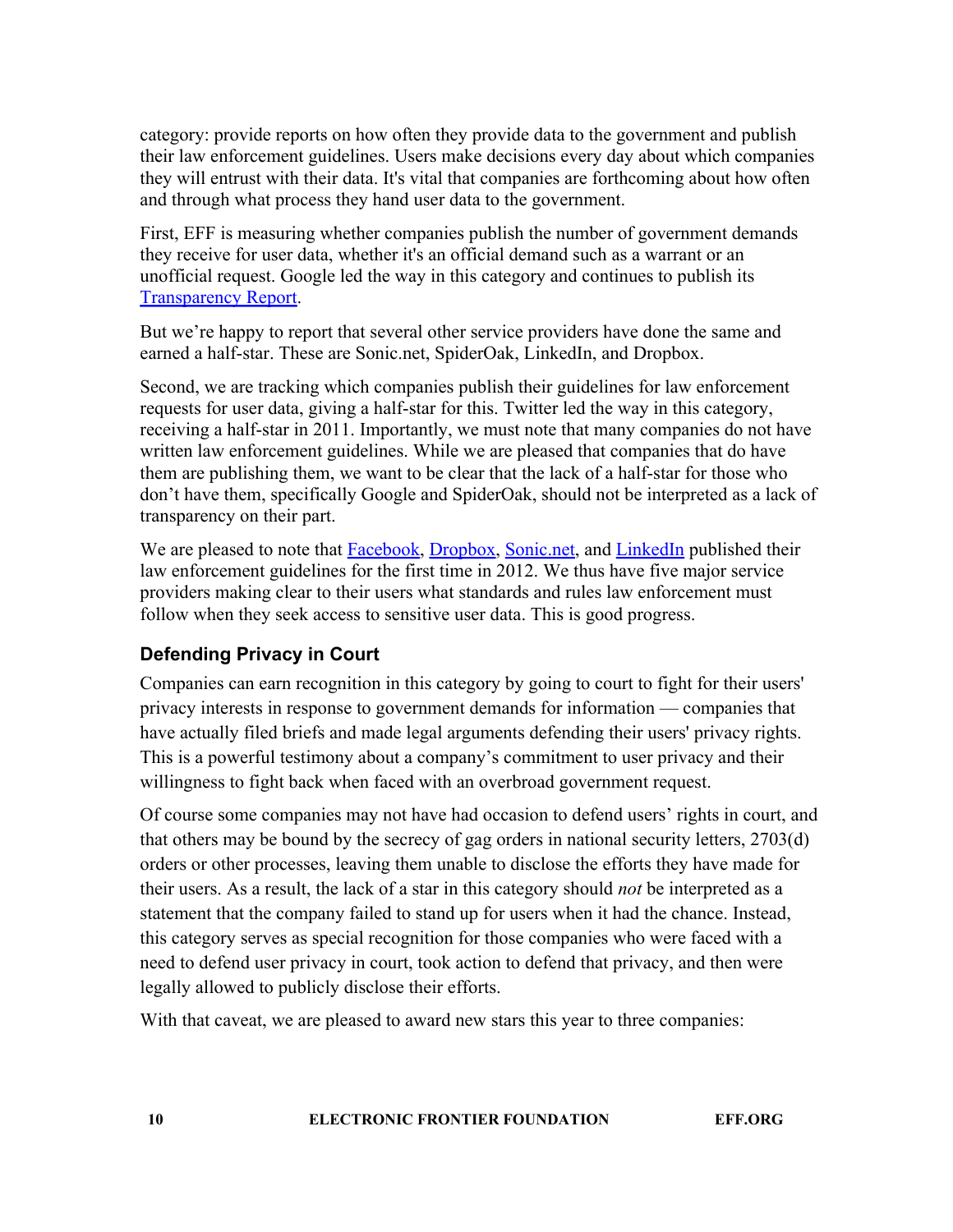category: provide reports on how often they provide data to the government and publish their law enforcement guidelines. Users make decisions every day about which companies they will entrust with their data. It's vital that companies are forthcoming about how often and through what process they hand user data to the government.

First, EFF is measuring whether companies publish the number of government demands they receive for user data, whether it's an official demand such as a warrant or an unofficial request. Google led the way in this category and continues to publish its Transparency Report.

But we're happy to report that several other service providers have done the same and earned a half-star. These are Sonic.net, SpiderOak, LinkedIn, and Dropbox.

Second, we are tracking which companies publish their guidelines for law enforcement requests for user data, giving a half-star for this. Twitter led the way in this category, receiving a half-star in 2011. Importantly, we must note that many companies do not have written law enforcement guidelines. While we are pleased that companies that do have them are publishing them, we want to be clear that the lack of a half-star for those who don't have them, specifically Google and SpiderOak, should not be interpreted as a lack of transparency on their part.

We are pleased to note that Facebook, Dropbox, Sonic.net, and LinkedIn published their law enforcement guidelines for the first time in 2012. We thus have five major service providers making clear to their users what standards and rules law enforcement must follow when they seek access to sensitive user data. This is good progress.

### Defending Privacy in Court

Companies can earn recognition in this category by going to court to fight for their users' privacy interests in response to government demands for information — companies that have actually filed briefs and made legal arguments defending their users' privacy rights. This is a powerful testimony about a company's commitment to user privacy and their willingness to fight back when faced with an overbroad government request.

Of course some companies may not have had occasion to defend users' rights in court, and that others may be bound by the secrecy of gag orders in national security letters, 2703(d) orders or other processes, leaving them unable to disclose the efforts they have made for their users. As a result, the lack of a star in this category should *not* be interpreted as a statement that the company failed to stand up for users when it had the chance. Instead, this category serves as special recognition for those companies who were faced with a need to defend user privacy in court, took action to defend that privacy, and then were legally allowed to publicly disclose their efforts.

With that caveat, we are pleased to award new stars this year to three companies: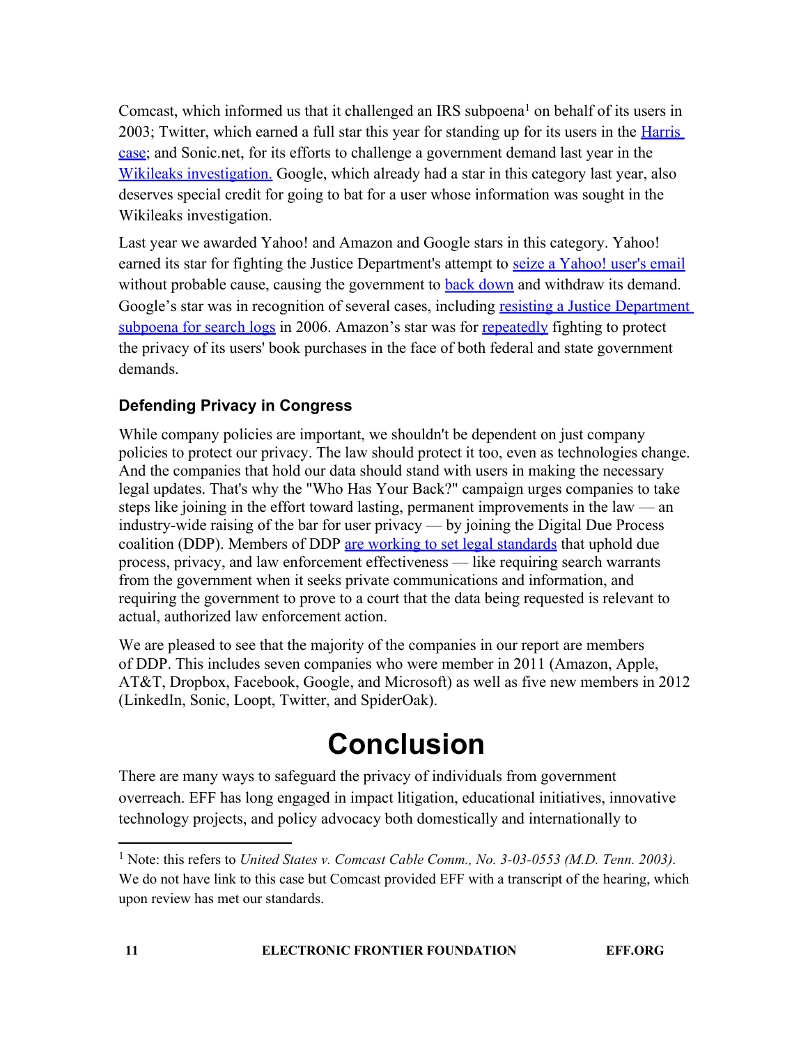Comcast, which informed us that it challenged an IRS subpoena[1] on behalf of its users in 2003; Twitter, which earned a full star this year for standing up for its users in the Harris case; and Sonic.net, for its efforts to challenge a government demand last year in the Wikileaks investigation. Google, which already had a star in this category last year, also deserves special credit for going to bat for a user whose information was sought in the Wikileaks investigation.

Last year we awarded Yahoo! and Amazon and Google stars in this category. Yahoo! earned its star for fighting the Justice Department's attempt to seize a Yahoo! user's email without probable cause, causing the government to back down and withdraw its demand. Google's star was in recognition of several cases, including resisting a Justice Department subpoena for search logs in 2006. Amazon's star was for repeatedly fighting to protect the privacy of its users' book purchases in the face of both federal and state government demands.

### Defending Privacy in Congress

While company policies are important, we shouldn't be dependent on just company policies to protect our privacy. The law should protect it too, even as technologies change. And the companies that hold our data should stand with users in making the necessary legal updates. That's why the "Who Has Your Back?" campaign urges companies to take steps like joining in the effort toward lasting, permanent improvements in the law — an industry-wide raising of the bar for user privacy — by joining the Digital Due Process coalition (DDP). Members of DDP are working to set legal standards that uphold due process, privacy, and law enforcement effectiveness — like requiring search warrants from the government when it seeks private communications and information, and requiring the government to prove to a court that the data being requested is relevant to actual, authorized law enforcement action.

We are pleased to see that the majority of the companies in our report are members of DDP. This includes seven companies who were member in 2011 (Amazon, Apple, AT&T, Dropbox, Facebook, Google, and Microsoft) as well as five new members in 2012 (LinkedIn, Sonic, Loopt, Twitter, and SpiderOak).

# Conclusion

There are many ways to safeguard the privacy of individuals from government overreach. EFF has long engaged in impact litigation, educational initiatives, innovative technology projects, and policy advocacy both domestically and internationally to

---

[1] Note: this refers to *United States v. Comcast Cable Comm., No. 3-03-0553 (M.D. Tenn. 2003).* We do not have link to this case but Comcast provided EFF with a transcript of the hearing, which upon review has met our standards.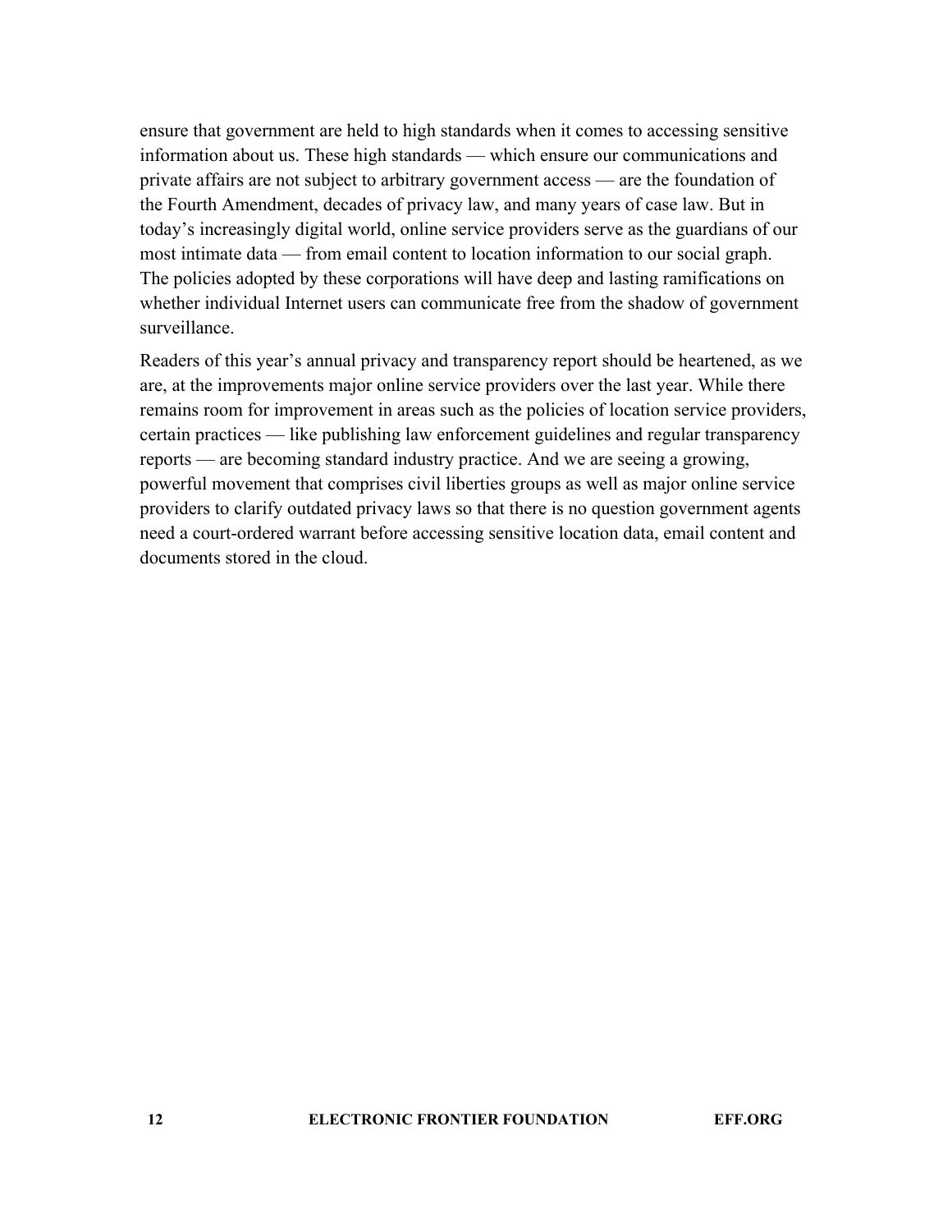ensure that government are held to high standards when it comes to accessing sensitive information about us. These high standards — which ensure our communications and private affairs are not subject to arbitrary government access — are the foundation of the Fourth Amendment, decades of privacy law, and many years of case law. But in today's increasingly digital world, online service providers serve as the guardians of our most intimate data — from email content to location information to our social graph. The policies adopted by these corporations will have deep and lasting ramifications on whether individual Internet users can communicate free from the shadow of government surveillance.

Readers of this year's annual privacy and transparency report should be heartened, as we are, at the improvements major online service providers over the last year. While there remains room for improvement in areas such as the policies of location service providers, certain practices — like publishing law enforcement guidelines and regular transparency reports — are becoming standard industry practice. And we are seeing a growing, powerful movement that comprises civil liberties groups as well as major online service providers to clarify outdated privacy laws so that there is no question government agents need a court-ordered warrant before accessing sensitive location data, email content and documents stored in the cloud.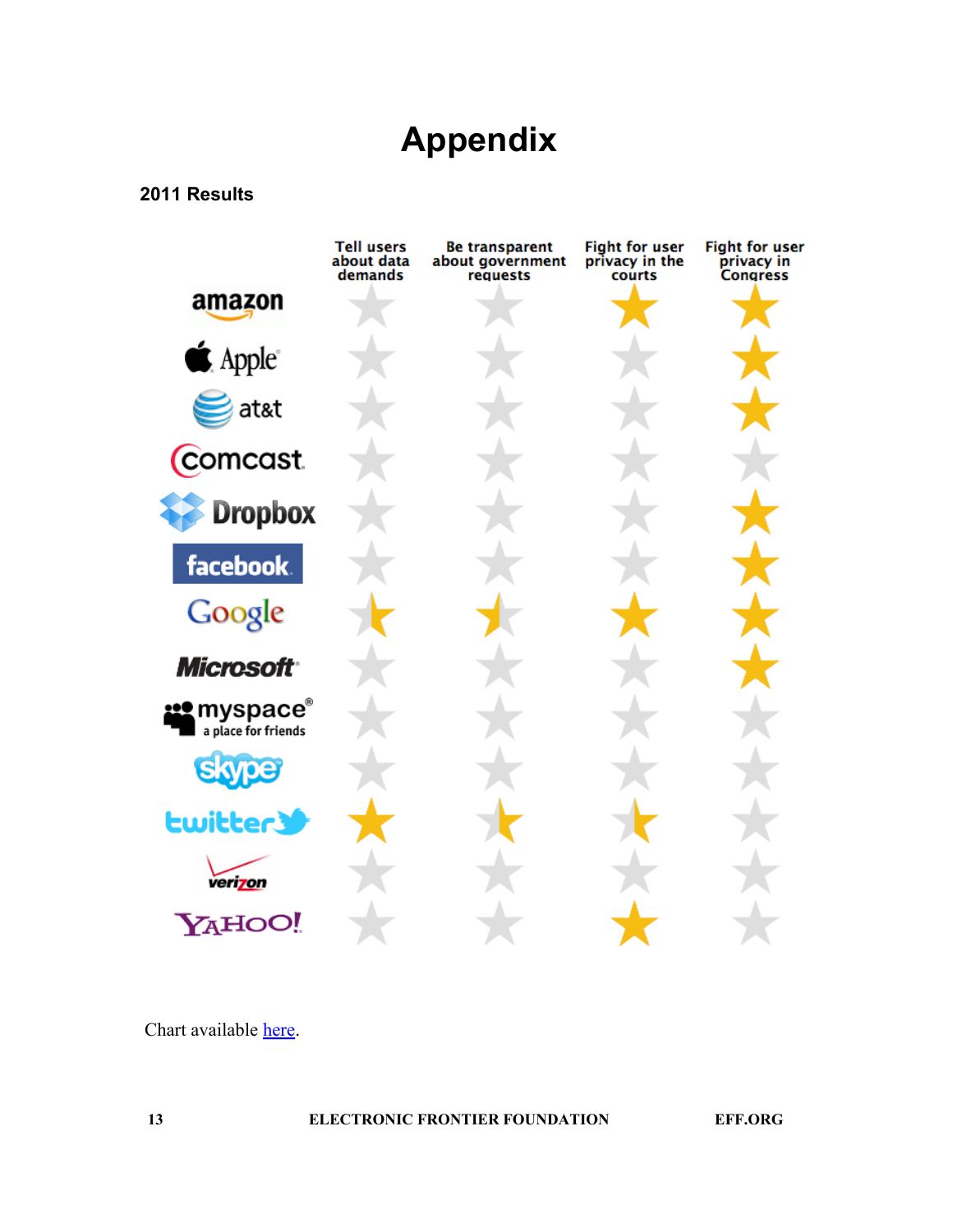# Appendix

**2011 Results**

| | Tell users about data demands | Be transparent about government requests | Fight for user privacy in the courts | Fight for user privacy in Congress |
|---|---|---|---|---|
| amazon | ☆ | ☆ | ★ | ★ |
| Apple | ☆ | ☆ | ☆ | ★ |
| at&t | ☆ | ☆ | ☆ | ★ |
| comcast | ☆ | ☆ | ☆ | ☆ |
| Dropbox | ☆ | ☆ | ☆ | ★ |
| facebook | ☆ | ☆ | ☆ | ★ |
| Google | ½ | ½ | ★ | ★ |
| Microsoft | ☆ | ☆ | ☆ | ★ |
| myspace a place for friends | ☆ | ☆ | ☆ | ☆ |
| skype | ☆ | ☆ | ☆ | ☆ |
| twitter | ★ | ½ | ½ | ☆ |
| verizon | ☆ | ☆ | ☆ | ☆ |
| YAHOO! | ☆ | ☆ | ★ | ☆ |

Chart available here.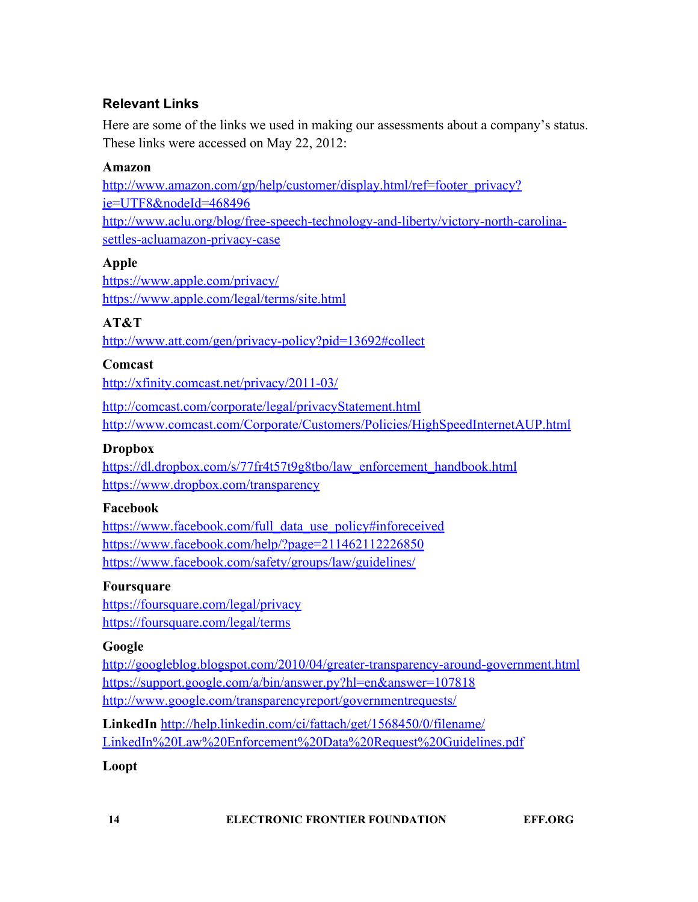### Relevant Links

Here are some of the links we used in making our assessments about a company's status. These links were accessed on May 22, 2012:

**Amazon**

http://www.amazon.com/gp/help/customer/display.html/ref=footer_privacy?ie=UTF8&nodeId=468496

http://www.aclu.org/blog/free-speech-technology-and-liberty/victory-north-carolina-settles-acluamazon-privacy-case

**Apple**

https://www.apple.com/privacy/

https://www.apple.com/legal/terms/site.html

**AT&T**

http://www.att.com/gen/privacy-policy?pid=13692#collect

**Comcast**

http://xfinity.comcast.net/privacy/2011-03/

http://comcast.com/corporate/legal/privacyStatement.html

http://www.comcast.com/Corporate/Customers/Policies/HighSpeedInternetAUP.html

**Dropbox**

https://dl.dropbox.com/s/77fr4t57t9g8tbo/law_enforcement_handbook.html

https://www.dropbox.com/transparency

**Facebook**

https://www.facebook.com/full_data_use_policy#inforeceived

https://www.facebook.com/help/?page=211462112226850

https://www.facebook.com/safety/groups/law/guidelines/

**Foursquare**

https://foursquare.com/legal/privacy

https://foursquare.com/legal/terms

**Google**

http://googleblog.blogspot.com/2010/04/greater-transparency-around-government.html

https://support.google.com/a/bin/answer.py?hl=en&answer=107818

http://www.google.com/transparencyreport/governmentrequests/

**LinkedIn** http://help.linkedin.com/ci/fattach/get/1568450/0/filename/LinkedIn%20Law%20Enforcement%20Data%20Request%20Guidelines.pdf

**Loopt**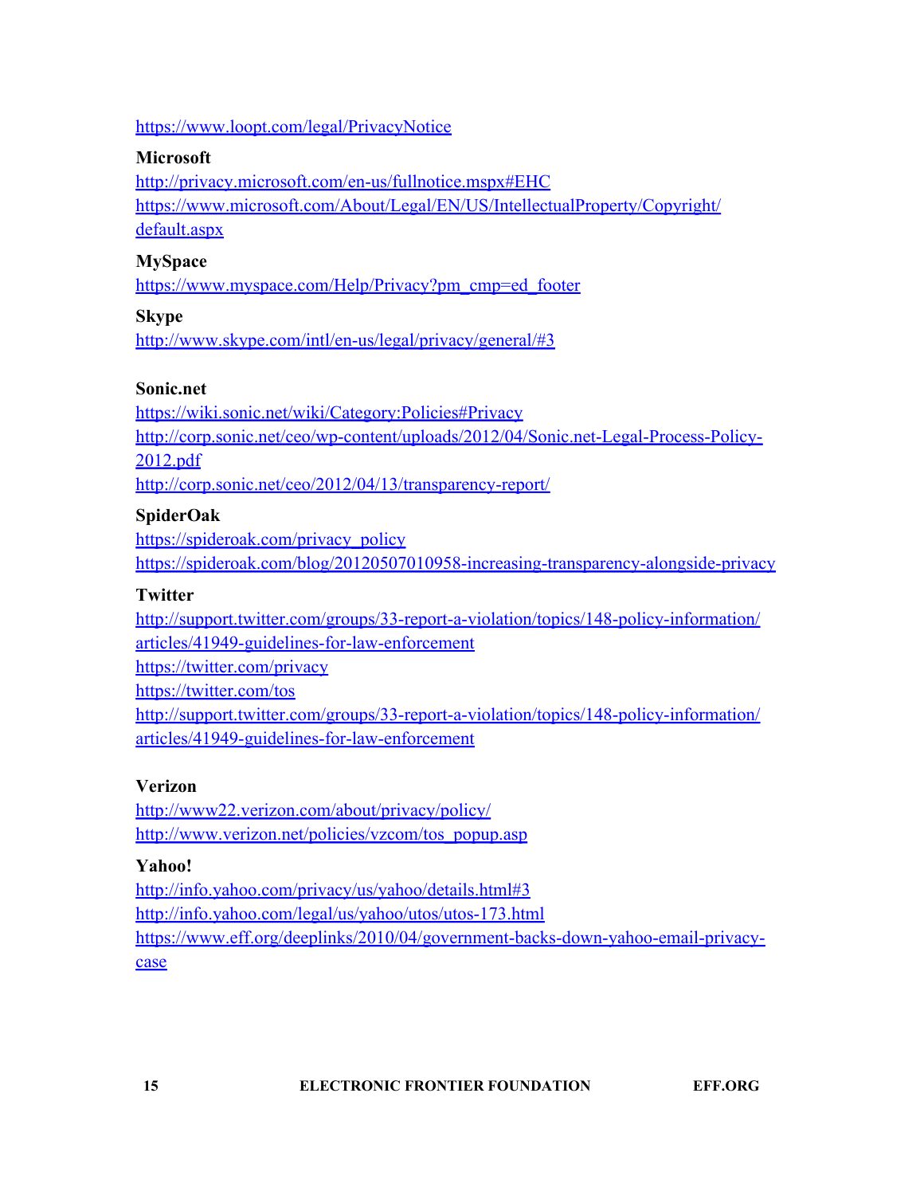https://www.loopt.com/legal/PrivacyNotice

**Microsoft**

http://privacy.microsoft.com/en-us/fullnotice.mspx#EHC
https://www.microsoft.com/About/Legal/EN/US/IntellectualProperty/Copyright/default.aspx

**MySpace**

https://www.myspace.com/Help/Privacy?pm_cmp=ed_footer

**Skype**

http://www.skype.com/intl/en-us/legal/privacy/general/#3

**Sonic.net**

https://wiki.sonic.net/wiki/Category:Policies#Privacy
http://corp.sonic.net/ceo/wp-content/uploads/2012/04/Sonic.net-Legal-Process-Policy-2012.pdf
http://corp.sonic.net/ceo/2012/04/13/transparency-report/

**SpiderOak**

https://spideroak.com/privacy_policy
https://spideroak.com/blog/20120507010958-increasing-transparency-alongside-privacy

**Twitter**

http://support.twitter.com/groups/33-report-a-violation/topics/148-policy-information/articles/41949-guidelines-for-law-enforcement
https://twitter.com/privacy
https://twitter.com/tos
http://support.twitter.com/groups/33-report-a-violation/topics/148-policy-information/articles/41949-guidelines-for-law-enforcement

**Verizon**

http://www22.verizon.com/about/privacy/policy/
http://www.verizon.net/policies/vzcom/tos_popup.asp

**Yahoo!**

http://info.yahoo.com/privacy/us/yahoo/details.html#3
http://info.yahoo.com/legal/us/yahoo/utos/utos-173.html
https://www.eff.org/deeplinks/2010/04/government-backs-down-yahoo-email-privacy-case